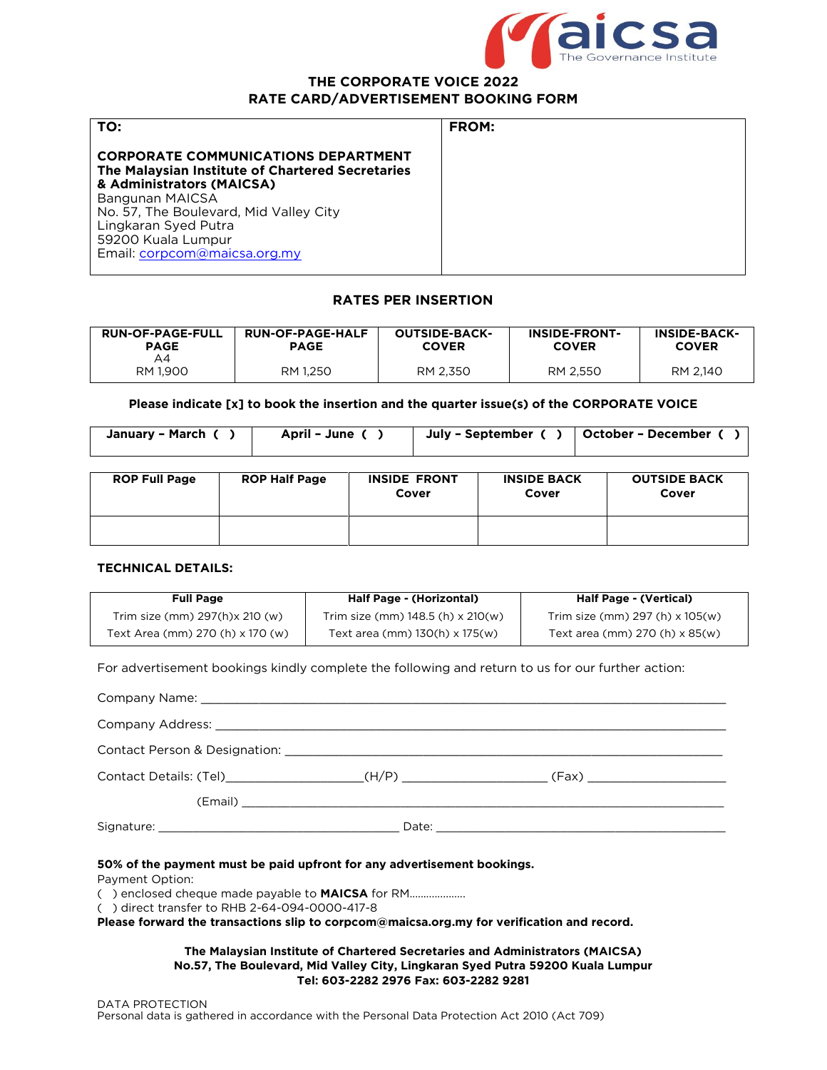maicsa The Governance Institute

# THE CORPORATE VOICE 2022
## RATE CARD/ADVERTISEMENT BOOKING FORM

| TO: | FROM: |
|---|---|
| **CORPORATE COMMUNICATIONS DEPARTMENT**<br>**The Malaysian Institute of Chartered Secretaries & Administrators (MAICSA)**<br>Bangunan MAICSA<br>No. 57, The Boulevard, Mid Valley City<br>Lingkaran Syed Putra<br>59200 Kuala Lumpur<br>Email: corpcom@maicsa.org.my | |

### RATES PER INSERTION

| RUN-OF-PAGE-FULL PAGE A4 | RUN-OF-PAGE-HALF PAGE | OUTSIDE-BACK-COVER | INSIDE-FRONT-COVER | INSIDE-BACK-COVER |
|---|---|---|---|---|
| RM 1,900 | RM 1,250 | RM 2,350 | RM 2,550 | RM 2,140 |

**Please indicate [x] to book the insertion and the quarter issue(s) of the CORPORATE VOICE**

| January – March ( ) | April – June ( ) | July – September ( ) | October – December ( ) |
|---|---|---|---|

| ROP Full Page | ROP Half Page | INSIDE FRONT Cover | INSIDE BACK Cover | OUTSIDE BACK Cover |
|---|---|---|---|---|
| | | | | |

**TECHNICAL DETAILS:**

| Full Page | Half Page - (Horizontal) | Half Page - (Vertical) |
|---|---|---|
| Trim size (mm) 297(h)x 210 (w) | Trim size (mm) 148.5 (h) x 210(w) | Trim size (mm) 297 (h) x 105(w) |
| Text Area (mm) 270 (h) x 170 (w) | Text area (mm) 130(h) x 175(w) | Text area (mm) 270 (h) x 85(w) |

For advertisement bookings kindly complete the following and return to us for our further action:

Company Name: ______________________________________________

Company Address: ______________________________________________

Contact Person & Designation: ______________________________________________

Contact Details: (Tel)__________________(H/P) __________________ (Fax) __________________

(Email) ______________________________________________

Signature: ______________________________ Date: ______________________________

**50% of the payment must be paid upfront for any advertisement bookings.**
Payment Option:
( ) enclosed cheque made payable to **MAICSA** for RM....................
( ) direct transfer to RHB 2-64-094-0000-417-8
**Please forward the transactions slip to corpcom@maicsa.org.my for verification and record.**

**The Malaysian Institute of Chartered Secretaries and Administrators (MAICSA)**
**No.57, The Boulevard, Mid Valley City, Lingkaran Syed Putra 59200 Kuala Lumpur**
**Tel: 603-2282 2976 Fax: 603-2282 9281**

DATA PROTECTION
Personal data is gathered in accordance with the Personal Data Protection Act 2010 (Act 709)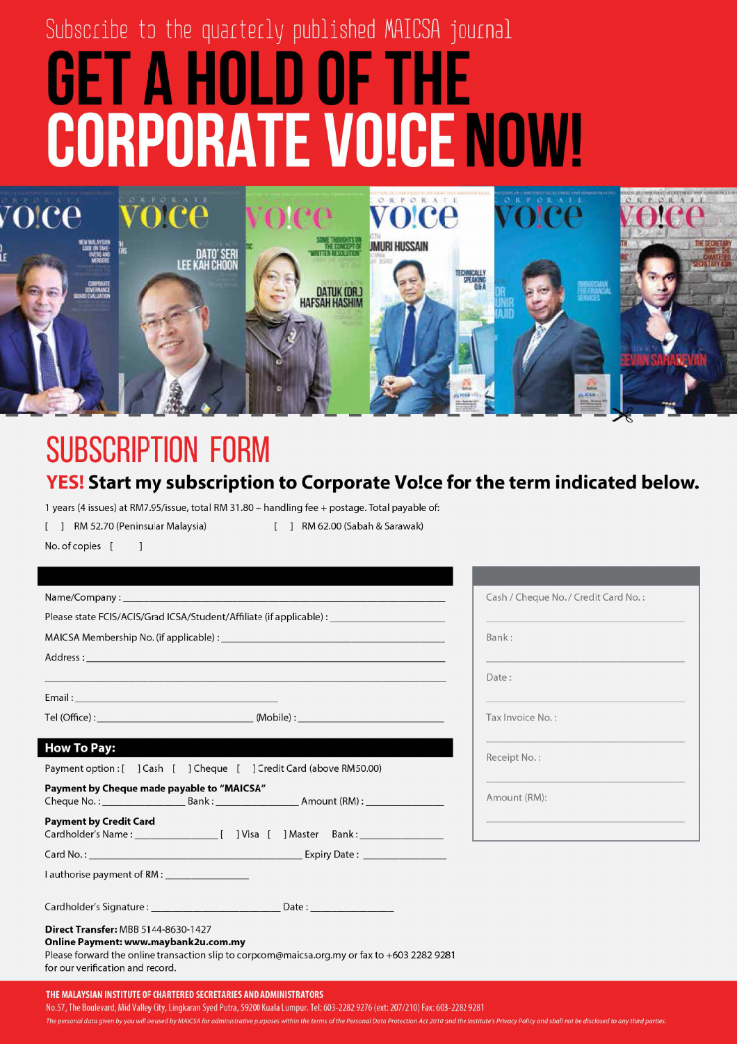Subscribe to the quarterly published MAICSA journal

# GET A HOLD OF THE CORPORATE VO!CE NOW!

## SUBSCRIPTION FORM

### YES! Start my subscription to Corporate Vo!ce for the term indicated below.

1 years (4 issues) at RM7.95/issue, total RM 31.80 – handling fee + postage. Total payable of:

[ ] RM 52.70 (Peninsular Malaysia) [ ] RM 62.00 (Sabah & Sarawak)

No. of copies [ ]

Name/Company : ____________________

Please state FCIS/ACIS/Grad ICSA/Student/Affiliate (if applicable) : ____________________

MAICSA Membership No. (if applicable) : ____________________

Address : ____________________

____________________

Email : ____________________

Tel (Office) : ____________________ (Mobile) : ____________________

**How To Pay:**

Payment option : [ ] Cash [ ] Cheque [ ] Credit Card (above RM50.00)

**Payment by Cheque made payable to "MAICSA"**
Cheque No. : __________ Bank : __________ Amount (RM) : __________

**Payment by Credit Card**
Cardholder's Name : __________ [ ] Visa [ ] Master Bank : __________

Card No. : ____________________ Expiry Date : __________

I authorise payment of RM : __________

Cardholder's Signature : ____________________ Date : __________

**Direct Transfer:** MBB 5144-8630-1427
**Online Payment: www.maybank2u.com.my**
Please forward the online transaction slip to corpcom@maicsa.org.my or fax to +603 2282 9281 for our verification and record.

Cash / Cheque No. / Credit Card No. : ____________________

Bank : ____________________

Date : ____________________

Tax Invoice No. : ____________________

Receipt No. : ____________________

Amount (RM): ____________________

**THE MALAYSIAN INSTITUTE OF CHARTERED SECRETARIES AND ADMINISTRATORS**
No.57, The Boulevard, Mid Valley City, Lingkaran Syed Putra, 59200 Kuala Lumpur. Tel: 603-2282 9276 (ext: 207/210) Fax: 603-2282 9281

*The personal data given by you will be used by MAICSA for administrative purposes within the terms of the Personal Data Protection Act 2010 and the Institute's Privacy Policy and shall not be disclosed to any third parties.*